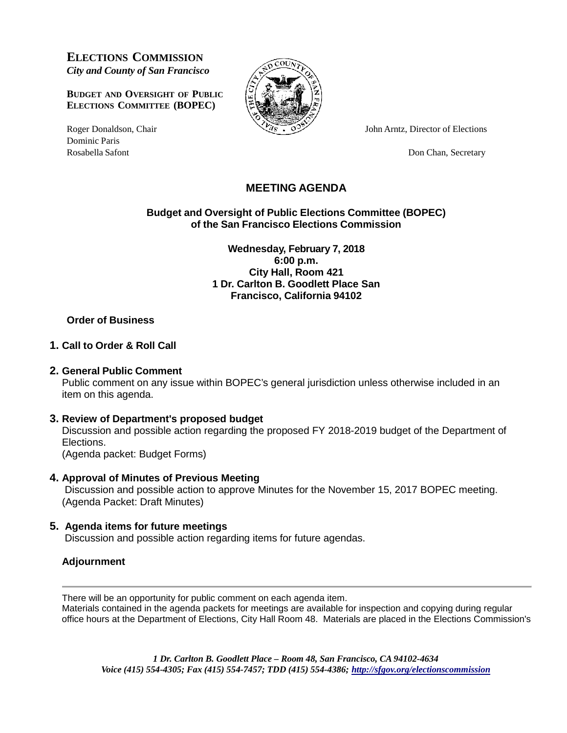**ELECTIONS COMMISSION**
*City and County of San Francisco*

**BUDGET AND OVERSIGHT OF PUBLIC ELECTIONS COMMITTEE (BOPEC)**

Roger Donaldson, Chair
Dominic Paris
Rosabella Safont

John Arntz, Director of Elections

Don Chan, Secretary

# MEETING AGENDA

**Budget and Oversight of Public Elections Committee (BOPEC) of the San Francisco Elections Commission**

**Wednesday, February 7, 2018**
**6:00 p.m.**
**City Hall, Room 421**
**1 Dr. Carlton B. Goodlett Place San Francisco, California 94102**

## Order of Business

**1. Call to Order & Roll Call**

**2. General Public Comment**
Public comment on any issue within BOPEC's general jurisdiction unless otherwise included in an item on this agenda.

**3. Review of Department's proposed budget**
Discussion and possible action regarding the proposed FY 2018-2019 budget of the Department of Elections.
(Agenda packet: Budget Forms)

**4. Approval of Minutes of Previous Meeting**
Discussion and possible action to approve Minutes for the November 15, 2017 BOPEC meeting.
(Agenda Packet: Draft Minutes)

**5. Agenda items for future meetings**
Discussion and possible action regarding items for future agendas.

**Adjournment**

---

There will be an opportunity for public comment on each agenda item.
Materials contained in the agenda packets for meetings are available for inspection and copying during regular office hours at the Department of Elections, City Hall Room 48. Materials are placed in the Elections Commission's

*1 Dr. Carlton B. Goodlett Place – Room 48, San Francisco, CA 94102-4634*
*Voice (415) 554-4305; Fax (415) 554-7457; TDD (415) 554-4386; http://sfgov.org/electionscommission*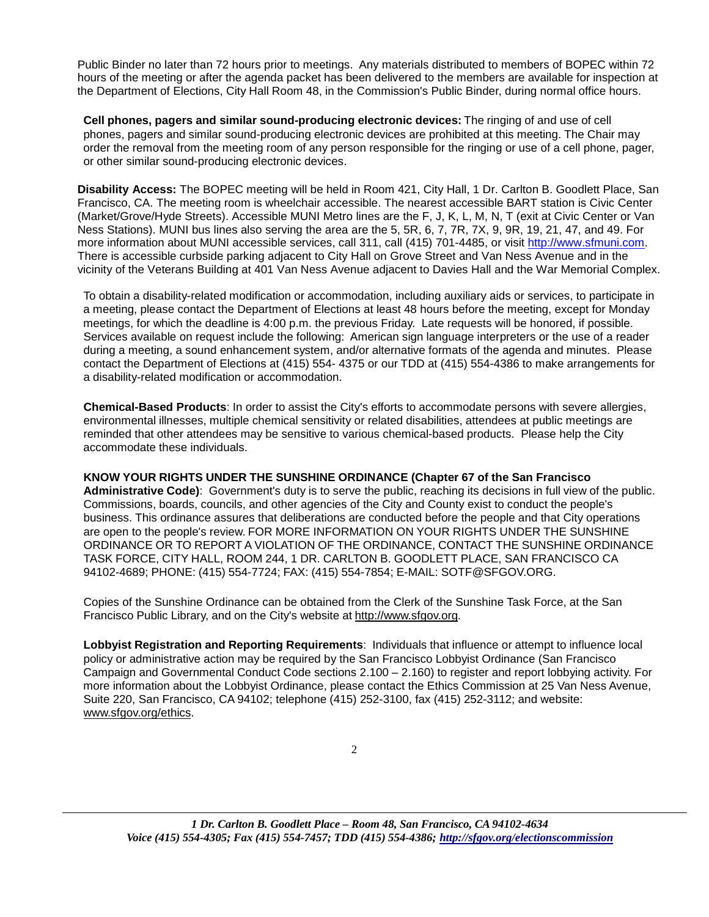Public Binder no later than 72 hours prior to meetings. Any materials distributed to members of BOPEC within 72 hours of the meeting or after the agenda packet has been delivered to the members are available for inspection at the Department of Elections, City Hall Room 48, in the Commission's Public Binder, during normal office hours.

**Cell phones, pagers and similar sound-producing electronic devices:** The ringing of and use of cell phones, pagers and similar sound-producing electronic devices are prohibited at this meeting. The Chair may order the removal from the meeting room of any person responsible for the ringing or use of a cell phone, pager, or other similar sound-producing electronic devices.

**Disability Access:** The BOPEC meeting will be held in Room 421, City Hall, 1 Dr. Carlton B. Goodlett Place, San Francisco, CA. The meeting room is wheelchair accessible. The nearest accessible BART station is Civic Center (Market/Grove/Hyde Streets). Accessible MUNI Metro lines are the F, J, K, L, M, N, T (exit at Civic Center or Van Ness Stations). MUNI bus lines also serving the area are the 5, 5R, 6, 7, 7R, 7X, 9, 9R, 19, 21, 47, and 49. For more information about MUNI accessible services, call 311, call (415) 701-4485, or visit http://www.sfmuni.com. There is accessible curbside parking adjacent to City Hall on Grove Street and Van Ness Avenue and in the vicinity of the Veterans Building at 401 Van Ness Avenue adjacent to Davies Hall and the War Memorial Complex.

To obtain a disability-related modification or accommodation, including auxiliary aids or services, to participate in a meeting, please contact the Department of Elections at least 48 hours before the meeting, except for Monday meetings, for which the deadline is 4:00 p.m. the previous Friday. Late requests will be honored, if possible. Services available on request include the following: American sign language interpreters or the use of a reader during a meeting, a sound enhancement system, and/or alternative formats of the agenda and minutes. Please contact the Department of Elections at (415) 554- 4375 or our TDD at (415) 554-4386 to make arrangements for a disability-related modification or accommodation.

**Chemical-Based Products**: In order to assist the City's efforts to accommodate persons with severe allergies, environmental illnesses, multiple chemical sensitivity or related disabilities, attendees at public meetings are reminded that other attendees may be sensitive to various chemical-based products. Please help the City accommodate these individuals.

**KNOW YOUR RIGHTS UNDER THE SUNSHINE ORDINANCE (Chapter 67 of the San Francisco Administrative Code)**: Government's duty is to serve the public, reaching its decisions in full view of the public. Commissions, boards, councils, and other agencies of the City and County exist to conduct the people's business. This ordinance assures that deliberations are conducted before the people and that City operations are open to the people's review. FOR MORE INFORMATION ON YOUR RIGHTS UNDER THE SUNSHINE ORDINANCE OR TO REPORT A VIOLATION OF THE ORDINANCE, CONTACT THE SUNSHINE ORDINANCE TASK FORCE, CITY HALL, ROOM 244, 1 DR. CARLTON B. GOODLETT PLACE, SAN FRANCISCO CA 94102-4689; PHONE: (415) 554-7724; FAX: (415) 554-7854; E-MAIL: SOTF@SFGOV.ORG.

Copies of the Sunshine Ordinance can be obtained from the Clerk of the Sunshine Task Force, at the San Francisco Public Library, and on the City's website at http://www.sfgov.org.

**Lobbyist Registration and Reporting Requirements**: Individuals that influence or attempt to influence local policy or administrative action may be required by the San Francisco Lobbyist Ordinance (San Francisco Campaign and Governmental Conduct Code sections 2.100 – 2.160) to register and report lobbying activity. For more information about the Lobbyist Ordinance, please contact the Ethics Commission at 25 Van Ness Avenue, Suite 220, San Francisco, CA 94102; telephone (415) 252-3100, fax (415) 252-3112; and website: www.sfgov.org/ethics.